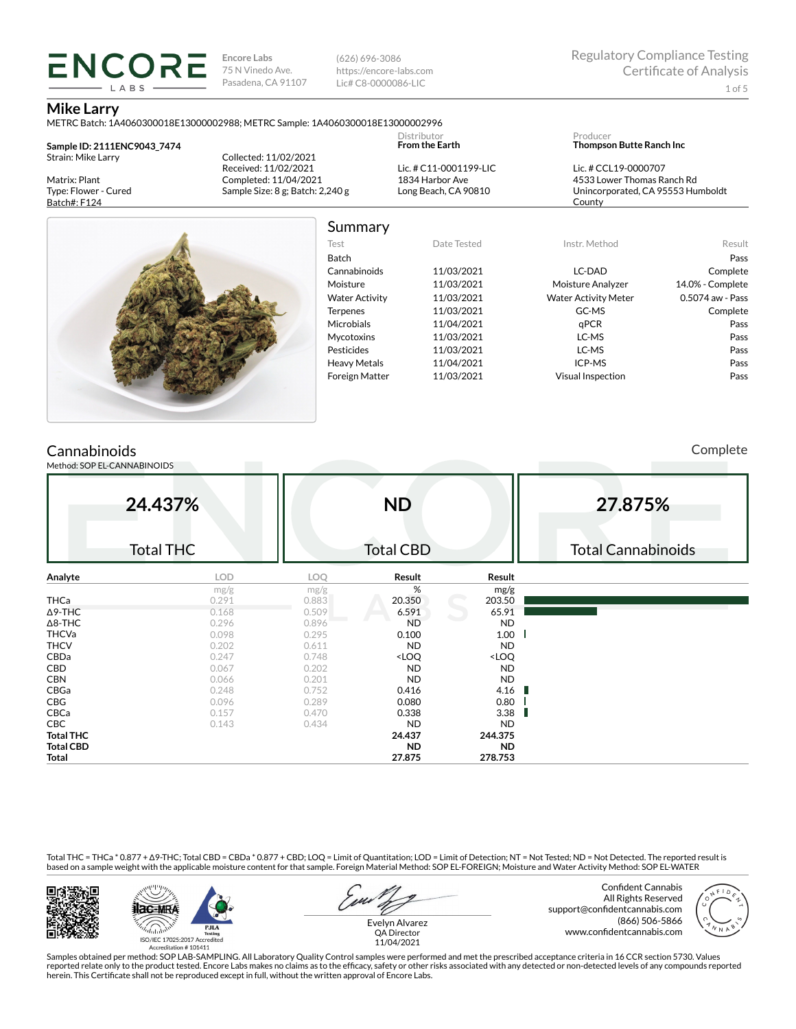**ENCORE LABS**

Encore Labs
75 N Vinedo Ave.
Pasadena, CA 91107

(626) 696-3086
https://encore-labs.com
Lic# C8-0000086-LIC

Regulatory Compliance Testing
Certificate of Analysis

## Mike Larry

METRC Batch: 1A4060300018E13000002988; METRC Sample: 1A4060300018E13000002996

**Sample ID: 2111ENC9043_7474**
Strain: Mike Larry

Matrix: Plant
Type: Flower - Cured
Batch#: F124

Collected: 11/02/2021
Received: 11/02/2021
Completed: 11/04/2021
Sample Size: 8 g; Batch: 2,240 g

Distributor
**From the Earth**

Lic. # C11-0001199-LIC
1834 Harbor Ave
Long Beach, CA 90810

Producer
**Thompson Butte Ranch Inc**

Lic. # CCL19-0000707
4533 Lower Thomas Ranch Rd
Unincorporated, CA 95553 Humboldt County

## Summary

| Test | Date Tested | Instr. Method | Result |
|---|---|---|---|
| Batch | | | Pass |
| Cannabinoids | 11/03/2021 | LC-DAD | Complete |
| Moisture | 11/03/2021 | Moisture Analyzer | 14.0% - Complete |
| Water Activity | 11/03/2021 | Water Activity Meter | 0.5074 aw - Pass |
| Terpenes | 11/03/2021 | GC-MS | Complete |
| Microbials | 11/04/2021 | qPCR | Pass |
| Mycotoxins | 11/03/2021 | LC-MS | Pass |
| Pesticides | 11/03/2021 | LC-MS | Pass |
| Heavy Metals | 11/04/2021 | ICP-MS | Pass |
| Foreign Matter | 11/03/2021 | Visual Inspection | Pass |

## Cannabinoids

Complete

Method: SOP EL-CANNABINOIDS

**24.437%** Total THC

**ND** Total CBD

**27.875%** Total Cannabinoids

| Analyte | LOD mg/g | LOQ mg/g | Result % | Result mg/g |
|---|---|---|---|---|
| THCa | 0.291 | 0.883 | 20.350 | 203.50 |
| Δ9-THC | 0.168 | 0.509 | 6.591 | 65.91 |
| Δ8-THC | 0.296 | 0.896 | ND | ND |
| THCVa | 0.098 | 0.295 | 0.100 | 1.00 |
| THCV | 0.202 | 0.611 | ND | ND |
| CBDa | 0.247 | 0.748 | <LOQ | <LOQ |
| CBD | 0.067 | 0.202 | ND | ND |
| CBN | 0.066 | 0.201 | ND | ND |
| CBGa | 0.248 | 0.752 | 0.416 | 4.16 |
| CBG | 0.096 | 0.289 | 0.080 | 0.80 |
| CBCa | 0.157 | 0.470 | 0.338 | 3.38 |
| CBC | 0.143 | 0.434 | ND | ND |
| **Total THC** | | | **24.437** | **244.375** |
| **Total CBD** | | | **ND** | **ND** |
| **Total** | | | **27.875** | **278.753** |

Total THC = THCa * 0.877 + Δ9-THC; Total CBD = CBDa * 0.877 + CBD; LOQ = Limit of Quantitation; LOD = Limit of Detection; NT = Not Tested; ND = Not Detected. The reported result is based on a sample weight with the applicable moisture content for that sample. Foreign Material Method: SOP EL-FOREIGN; Moisture and Water Activity Method: SOP EL-WATER

ISO/IEC 17025:2017 Accredited
Accreditation # 101411

Evelyn Alvarez
QA Director
11/04/2021

Confident Cannabis
All Rights Reserved
support@confidentcannabis.com
(866) 506-5866
www.confidentcannabis.com

Samples obtained per method: SOP LAB-SAMPLING. All Laboratory Quality Control samples were performed and met the prescribed acceptance criteria in 16 CCR section 5730. Values reported relate only to the product tested. Encore Labs makes no claims as to the efficacy, safety or other risks associated with any detected or non-detected levels of any compounds reported herein. This Certificate shall not be reproduced except in full, without the written approval of Encore Labs.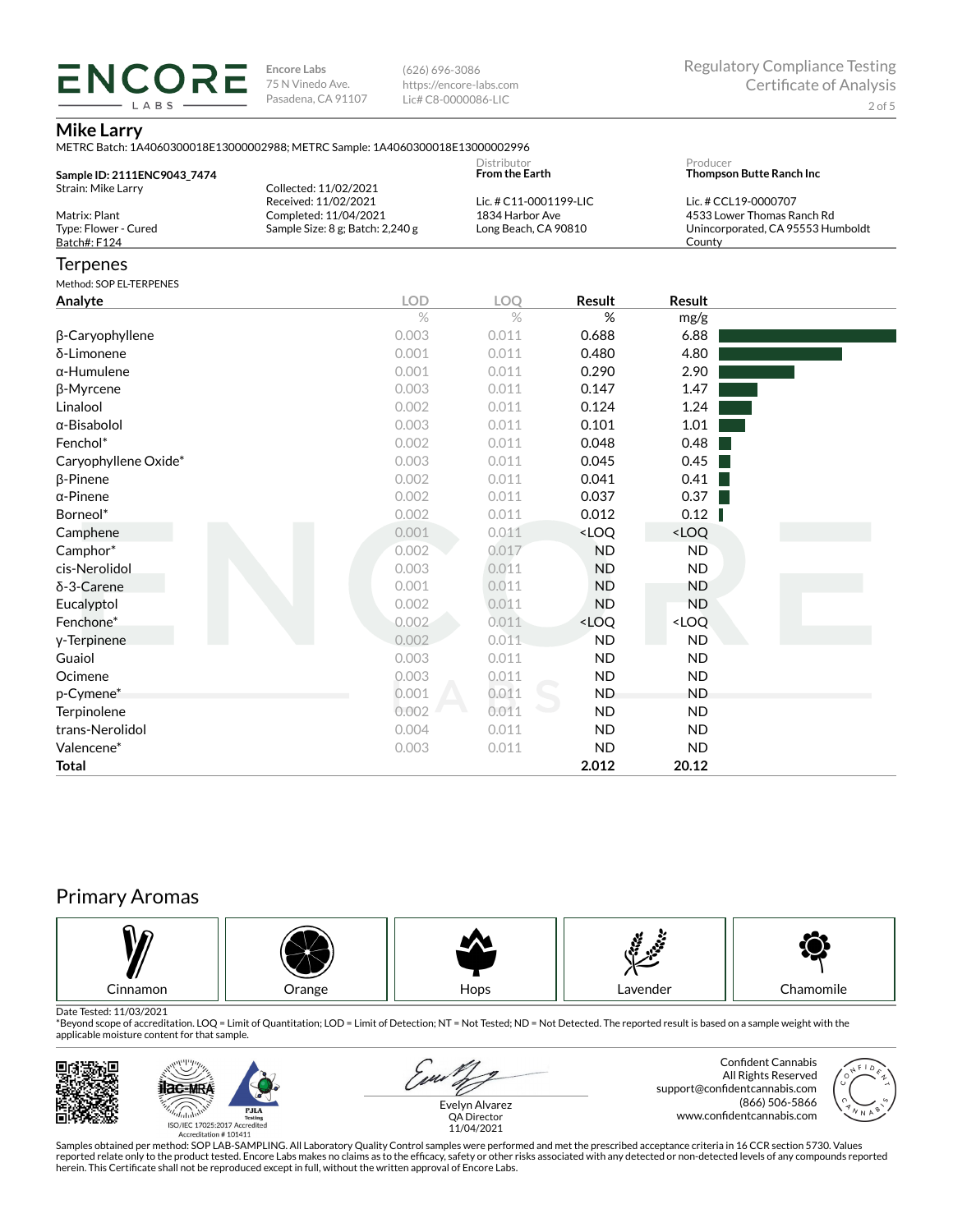**Encore Labs**
75 N Vinedo Ave.
Pasadena, CA 91107

(626) 696-3086
https://encore-labs.com
Lic# C8-0000086-LIC

Regulatory Compliance Testing
Certificate of Analysis

## Mike Larry

METRC Batch: 1A4060300018E13000002988; METRC Sample: 1A4060300018E13000002996

**Sample ID: 2111ENC9043_7474**
Strain: Mike Larry

Matrix: Plant
Type: Flower - Cured
Batch#: F124

Collected: 11/02/2021
Received: 11/02/2021
Completed: 11/04/2021
Sample Size: 8 g; Batch: 2,240 g

Distributor
**From the Earth**
Lic. # C11-0001199-LIC
1834 Harbor Ave
Long Beach, CA 90810

Producer
**Thompson Butte Ranch Inc**
Lic. # CCL19-0000707
4533 Lower Thomas Ranch Rd
Unincorporated, CA 95553 Humboldt County

## Terpenes

Method: SOP EL-TERPENES

| Analyte | LOD | LOQ | Result | Result |
|---|---|---|---|---|
| | % | % | % | mg/g |
| β-Caryophyllene | 0.003 | 0.011 | 0.688 | 6.88 |
| δ-Limonene | 0.001 | 0.011 | 0.480 | 4.80 |
| α-Humulene | 0.001 | 0.011 | 0.290 | 2.90 |
| β-Myrcene | 0.003 | 0.011 | 0.147 | 1.47 |
| Linalool | 0.002 | 0.011 | 0.124 | 1.24 |
| α-Bisabolol | 0.003 | 0.011 | 0.101 | 1.01 |
| Fenchol* | 0.002 | 0.011 | 0.048 | 0.48 |
| Caryophyllene Oxide* | 0.003 | 0.011 | 0.045 | 0.45 |
| β-Pinene | 0.002 | 0.011 | 0.041 | 0.41 |
| α-Pinene | 0.002 | 0.011 | 0.037 | 0.37 |
| Borneol* | 0.002 | 0.011 | 0.012 | 0.12 |
| Camphene | 0.001 | 0.011 | <LOQ | <LOQ |
| Camphor* | 0.002 | 0.017 | ND | ND |
| cis-Nerolidol | 0.003 | 0.011 | ND | ND |
| δ-3-Carene | 0.001 | 0.011 | ND | ND |
| Eucalyptol | 0.002 | 0.011 | ND | ND |
| Fenchone* | 0.002 | 0.011 | <LOQ | <LOQ |
| γ-Terpinene | 0.002 | 0.011 | ND | ND |
| Guaiol | 0.003 | 0.011 | ND | ND |
| Ocimene | 0.003 | 0.011 | ND | ND |
| p-Cymene* | 0.001 | 0.011 | ND | ND |
| Terpinolene | 0.002 | 0.011 | ND | ND |
| trans-Nerolidol | 0.004 | 0.011 | ND | ND |
| Valencene* | 0.003 | 0.011 | ND | ND |
| **Total** | | | **2.012** | **20.12** |

## Primary Aromas

Cinnamon
Orange
Hops
Lavender
Chamomile

Date Tested: 11/03/2021
*Beyond scope of accreditation. LOQ = Limit of Quantitation; LOD = Limit of Detection; NT = Not Tested; ND = Not Detected. The reported result is based on a sample weight with the applicable moisture content for that sample.

ISO/IEC 17025:2017 Accredited
Accreditation # 101411

Evelyn Alvarez
QA Director
11/04/2021

Confident Cannabis
All Rights Reserved
support@confidentcannabis.com
(866) 506-5866
www.confidentcannabis.com

Samples obtained per method: SOP LAB-SAMPLING. All Laboratory Quality Control samples were performed and met the prescribed acceptance criteria in 16 CCR section 5730. Values reported relate only to the product tested. Encore Labs makes no claims as to the efficacy, safety or other risks associated with any detected or non-detected levels of any compounds reported herein. This Certificate shall not be reproduced except in full, without the written approval of Encore Labs.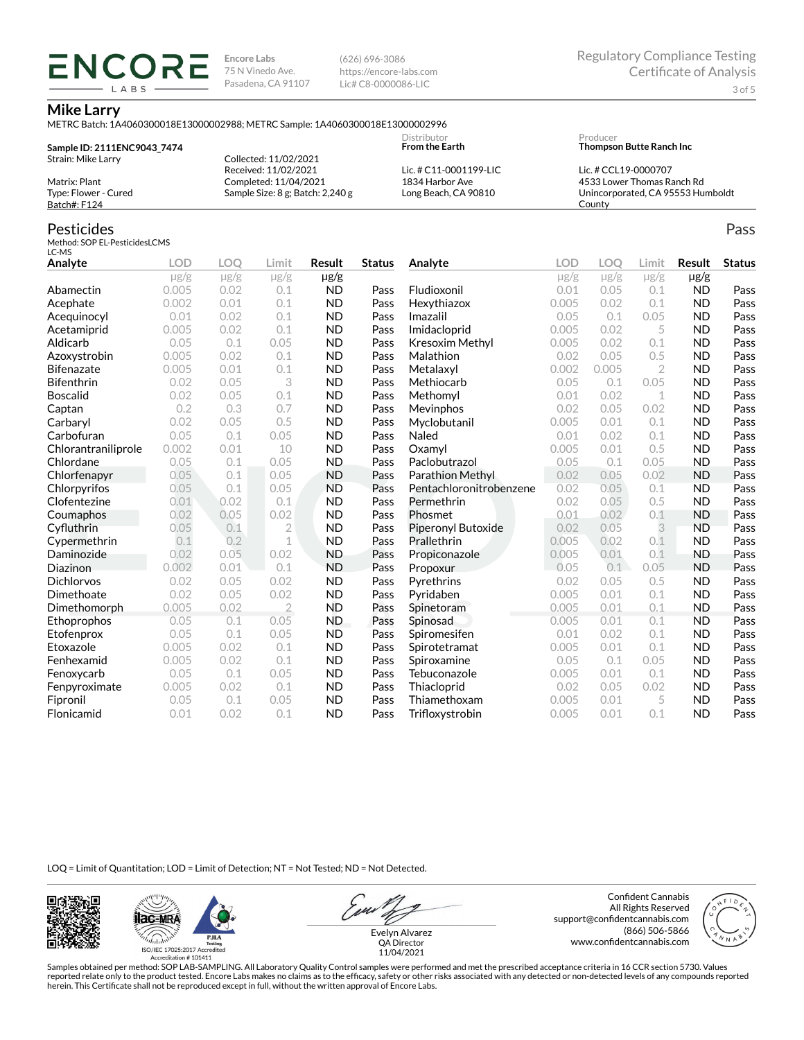ENCORE LABS

Encore Labs
75 N Vinedo Ave.
Pasadena, CA 91107

(626) 696-3086
https://encore-labs.com
Lic# C8-0000086-LIC

Regulatory Compliance Testing
Certificate of Analysis

## Mike Larry

METRC Batch: 1A4060300018E13000002988; METRC Sample: 1A4060300018E13000002996

**Sample ID: 2111ENC9043_7474**
Strain: Mike Larry

Matrix: Plant
Type: Flower - Cured
Batch#: F124

Collected: 11/02/2021
Received: 11/02/2021
Completed: 11/04/2021
Sample Size: 8 g; Batch: 2,240 g

Distributor
**From the Earth**

Lic. # C11-0001199-LIC
1834 Harbor Ave
Long Beach, CA 90810

Producer
**Thompson Butte Ranch Inc**

Lic. # CCL19-0000707
4533 Lower Thomas Ranch Rd
Unincorporated, CA 95553 Humboldt County

## Pesticides

Pass

Method: SOP EL-PesticidesLCMS
LC-MS

| Analyte | LOD | LOQ | Limit | Result | Status |
|---|---|---|---|---|---|
| | μg/g | μg/g | μg/g | μg/g | |
| Abamectin | 0.005 | 0.02 | 0.1 | ND | Pass |
| Acephate | 0.002 | 0.01 | 0.1 | ND | Pass |
| Acequinocyl | 0.01 | 0.02 | 0.1 | ND | Pass |
| Acetamiprid | 0.005 | 0.02 | 0.1 | ND | Pass |
| Aldicarb | 0.05 | 0.1 | 0.05 | ND | Pass |
| Azoxystrobin | 0.005 | 0.02 | 0.1 | ND | Pass |
| Bifenazate | 0.005 | 0.01 | 0.1 | ND | Pass |
| Bifenthrin | 0.02 | 0.05 | 3 | ND | Pass |
| Boscalid | 0.02 | 0.05 | 0.1 | ND | Pass |
| Captan | 0.2 | 0.3 | 0.7 | ND | Pass |
| Carbaryl | 0.02 | 0.05 | 0.5 | ND | Pass |
| Carbofuran | 0.05 | 0.1 | 0.05 | ND | Pass |
| Chlorantraniliprole | 0.002 | 0.01 | 10 | ND | Pass |
| Chlordane | 0.05 | 0.1 | 0.05 | ND | Pass |
| Chlorfenapyr | 0.05 | 0.1 | 0.05 | ND | Pass |
| Chlorpyrifos | 0.05 | 0.1 | 0.05 | ND | Pass |
| Clofentezine | 0.01 | 0.02 | 0.1 | ND | Pass |
| Coumaphos | 0.02 | 0.05 | 0.02 | ND | Pass |
| Cyfluthrin | 0.05 | 0.1 | 2 | ND | Pass |
| Cypermethrin | 0.1 | 0.2 | 1 | ND | Pass |
| Daminozide | 0.02 | 0.05 | 0.02 | ND | Pass |
| Diazinon | 0.002 | 0.01 | 0.1 | ND | Pass |
| Dichlorvos | 0.02 | 0.05 | 0.02 | ND | Pass |
| Dimethoate | 0.02 | 0.05 | 0.02 | ND | Pass |
| Dimethomorph | 0.005 | 0.02 | 2 | ND | Pass |
| Ethoprophos | 0.05 | 0.1 | 0.05 | ND | Pass |
| Etofenprox | 0.05 | 0.1 | 0.05 | ND | Pass |
| Etoxazole | 0.005 | 0.02 | 0.1 | ND | Pass |
| Fenhexamid | 0.005 | 0.02 | 0.1 | ND | Pass |
| Fenoxycarb | 0.05 | 0.1 | 0.05 | ND | Pass |
| Fenpyroximate | 0.005 | 0.02 | 0.1 | ND | Pass |
| Fipronil | 0.05 | 0.1 | 0.05 | ND | Pass |
| Flonicamid | 0.01 | 0.02 | 0.1 | ND | Pass |
| Fludioxonil | 0.01 | 0.05 | 0.1 | ND | Pass |
| Hexythiazox | 0.005 | 0.02 | 0.1 | ND | Pass |
| Imazalil | 0.05 | 0.1 | 0.05 | ND | Pass |
| Imidacloprid | 0.005 | 0.02 | 5 | ND | Pass |
| Kresoxim Methyl | 0.005 | 0.02 | 0.1 | ND | Pass |
| Malathion | 0.02 | 0.05 | 0.5 | ND | Pass |
| Metalaxyl | 0.002 | 0.005 | 2 | ND | Pass |
| Methiocarb | 0.05 | 0.1 | 0.05 | ND | Pass |
| Methomyl | 0.01 | 0.02 | 1 | ND | Pass |
| Mevinphos | 0.02 | 0.05 | 0.02 | ND | Pass |
| Myclobutanil | 0.005 | 0.01 | 0.1 | ND | Pass |
| Naled | 0.01 | 0.02 | 0.1 | ND | Pass |
| Oxamyl | 0.005 | 0.01 | 0.5 | ND | Pass |
| Paclobutrazol | 0.05 | 0.1 | 0.05 | ND | Pass |
| Parathion Methyl | 0.02 | 0.05 | 0.02 | ND | Pass |
| Pentachloronitrobenzene | 0.02 | 0.05 | 0.1 | ND | Pass |
| Permethrin | 0.02 | 0.05 | 0.5 | ND | Pass |
| Phosmet | 0.01 | 0.02 | 0.1 | ND | Pass |
| Piperonyl Butoxide | 0.02 | 0.05 | 3 | ND | Pass |
| Prallethrin | 0.005 | 0.02 | 0.1 | ND | Pass |
| Propiconazole | 0.005 | 0.01 | 0.1 | ND | Pass |
| Propoxur | 0.05 | 0.1 | 0.05 | ND | Pass |
| Pyrethrins | 0.02 | 0.05 | 0.5 | ND | Pass |
| Pyridaben | 0.005 | 0.01 | 0.1 | ND | Pass |
| Spinetoram | 0.005 | 0.01 | 0.1 | ND | Pass |
| Spinosad | 0.005 | 0.01 | 0.1 | ND | Pass |
| Spiromesifen | 0.01 | 0.02 | 0.1 | ND | Pass |
| Spirotetramat | 0.005 | 0.01 | 0.1 | ND | Pass |
| Spiroxamine | 0.05 | 0.1 | 0.05 | ND | Pass |
| Tebuconazole | 0.005 | 0.01 | 0.1 | ND | Pass |
| Thiacloprid | 0.02 | 0.05 | 0.02 | ND | Pass |
| Thiamethoxam | 0.005 | 0.01 | 5 | ND | Pass |
| Trifloxystrobin | 0.005 | 0.01 | 0.1 | ND | Pass |

LOQ = Limit of Quantitation; LOD = Limit of Detection; NT = Not Tested; ND = Not Detected.

ISO/IEC 17025:2017 Accredited
Accreditation # 101411

Evelyn Alvarez
QA Director
11/04/2021

Confident Cannabis
All Rights Reserved
support@confidentcannabis.com
(866) 506-5866
www.confidentcannabis.com

Samples obtained per method: SOP LAB-SAMPLING. All Laboratory Quality Control samples were performed and met the prescribed acceptance criteria in 16 CCR section 5730. Values reported relate only to the product tested. Encore Labs makes no claims as to the efficacy, safety or other risks associated with any detected or non-detected levels of any compounds reported herein. This Certificate shall not be reproduced except in full, without the written approval of Encore Labs.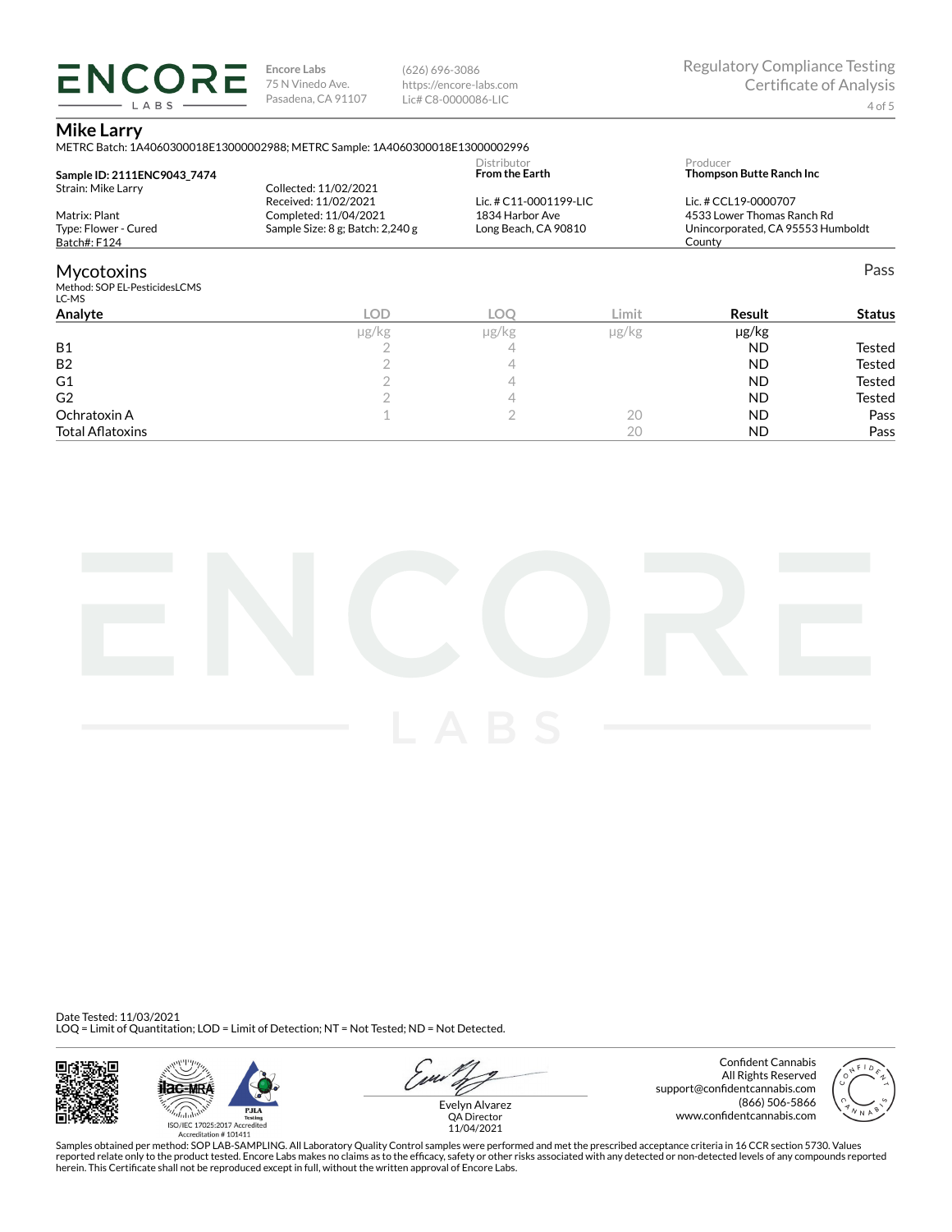**ENCORE LABS**

Encore Labs
75 N Vinedo Ave.
Pasadena, CA 91107

(626) 696-3086
https://encore-labs.com
Lic# C8-0000086-LIC

Regulatory Compliance Testing
Certificate of Analysis

## Mike Larry

METRC Batch: 1A4060300018E13000002988; METRC Sample: 1A4060300018E13000002996

**Sample ID: 2111ENC9043_7474**
Strain: Mike Larry
Matrix: Plant
Type: Flower - Cured
Batch#: F124

Collected: 11/02/2021
Received: 11/02/2021
Completed: 11/04/2021
Sample Size: 8 g; Batch: 2,240 g

Distributor
**From the Earth**
Lic. # C11-0001199-LIC
1834 Harbor Ave
Long Beach, CA 90810

Producer
**Thompson Butte Ranch Inc**
Lic. # CCL19-0000707
4533 Lower Thomas Ranch Rd
Unincorporated, CA 95553 Humboldt County

## Mycotoxins

Pass

Method: SOP EL-PesticidesLCMS
LC-MS

| Analyte | LOD | LOQ | Limit | Result | Status |
|---|---|---|---|---|---|
| | µg/kg | µg/kg | µg/kg | µg/kg | |
| B1 | 2 | 4 | | ND | Tested |
| B2 | 2 | 4 | | ND | Tested |
| G1 | 2 | 4 | | ND | Tested |
| G2 | 2 | 4 | | ND | Tested |
| Ochratoxin A | 1 | 2 | 20 | ND | Pass |
| Total Aflatoxins | | | 20 | ND | Pass |

Date Tested: 11/03/2021
LOQ = Limit of Quantitation; LOD = Limit of Detection; NT = Not Tested; ND = Not Detected.

ISO/IEC 17025:2017 Accredited
Accreditation # 101411

Evelyn Alvarez
QA Director
11/04/2021

Confident Cannabis
All Rights Reserved
support@confidentcannabis.com
(866) 506-5866
www.confidentcannabis.com

Samples obtained per method: SOP LAB-SAMPLING. All Laboratory Quality Control samples were performed and met the prescribed acceptance criteria in 16 CCR section 5730. Values reported relate only to the product tested. Encore Labs makes no claims as to the efficacy, safety or other risks associated with any detected or non-detected levels of any compounds reported herein. This Certificate shall not be reproduced except in full, without the written approval of Encore Labs.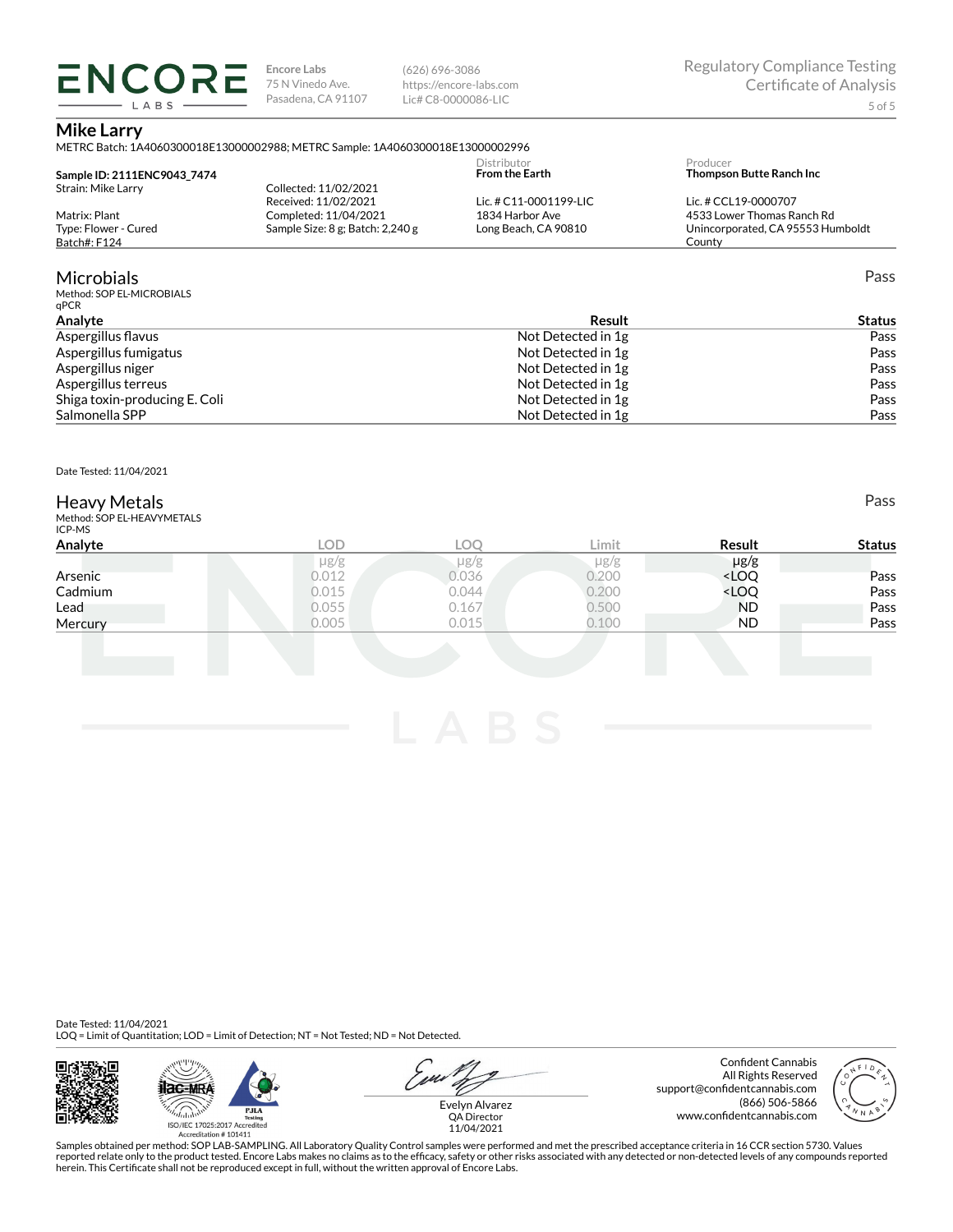Encore Labs
75 N Vinedo Ave.
Pasadena, CA 91107

(626) 696-3086
https://encore-labs.com
Lic# C8-0000086-LIC

Regulatory Compliance Testing
Certificate of Analysis

## Mike Larry

METRC Batch: 1A4060300018E13000002988; METRC Sample: 1A4060300018E13000002996

**Sample ID: 2111ENC9043_7474**
Strain: Mike Larry

Matrix: Plant
Type: Flower - Cured
Batch#: F124

Collected: 11/02/2021
Received: 11/02/2021
Completed: 11/04/2021
Sample Size: 8 g; Batch: 2,240 g

Distributor
**From the Earth**

Lic. # C11-0001199-LIC
1834 Harbor Ave
Long Beach, CA 90810

Producer
**Thompson Butte Ranch Inc**

Lic. # CCL19-0000707
4533 Lower Thomas Ranch Rd
Unincorporated, CA 95553 Humboldt County

## Microbials

Pass

Method: SOP EL-MICROBIALS
qPCR

| Analyte | Result | Status |
|---|---|---|
| Aspergillus flavus | Not Detected in 1g | Pass |
| Aspergillus fumigatus | Not Detected in 1g | Pass |
| Aspergillus niger | Not Detected in 1g | Pass |
| Aspergillus terreus | Not Detected in 1g | Pass |
| Shiga toxin-producing E. Coli | Not Detected in 1g | Pass |
| Salmonella SPP | Not Detected in 1g | Pass |

Date Tested: 11/04/2021

## Heavy Metals

Pass

Method: SOP EL-HEAVYMETALS
ICP-MS

| Analyte | LOD | LOQ | Limit | Result | Status |
|---|---|---|---|---|---|
| | µg/g | µg/g | µg/g | µg/g | |
| Arsenic | 0.012 | 0.036 | 0.200 | <LOQ | Pass |
| Cadmium | 0.015 | 0.044 | 0.200 | <LOQ | Pass |
| Lead | 0.055 | 0.167 | 0.500 | ND | Pass |
| Mercury | 0.005 | 0.015 | 0.100 | ND | Pass |

Date Tested: 11/04/2021
LOQ = Limit of Quantitation; LOD = Limit of Detection; NT = Not Tested; ND = Not Detected.

ISO/IEC 17025:2017 Accredited
Accreditation # 101411

Evelyn Alvarez
QA Director
11/04/2021

Confident Cannabis
All Rights Reserved
support@confidentcannabis.com
(866) 506-5866
www.confidentcannabis.com

Samples obtained per method: SOP LAB-SAMPLING. All Laboratory Quality Control samples were performed and met the prescribed acceptance criteria in 16 CCR section 5730. Values reported relate only to the product tested. Encore Labs makes no claims as to the efficacy, safety or other risks associated with any detected or non-detected levels of any compounds reported herein. This Certificate shall not be reproduced except in full, without the written approval of Encore Labs.